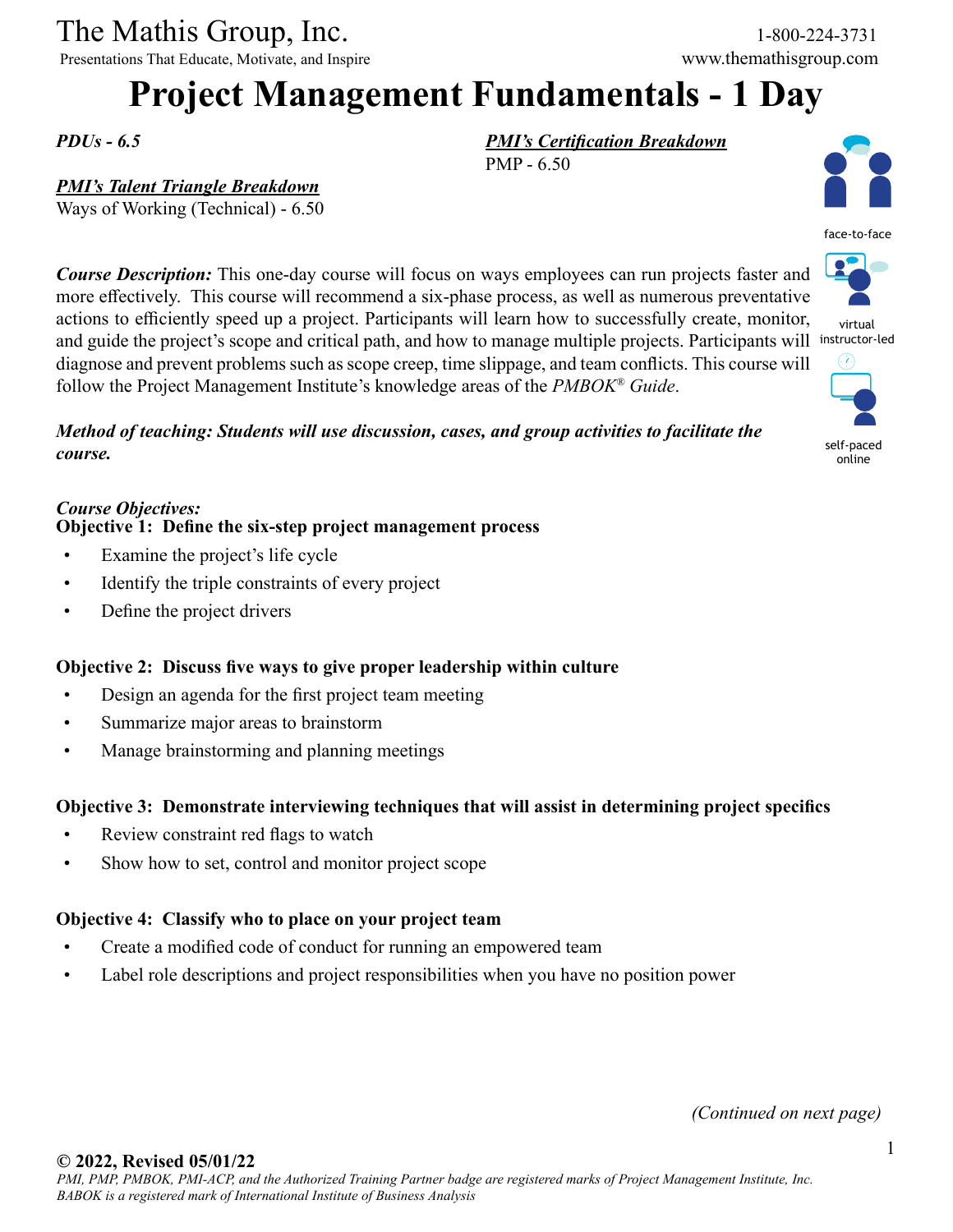The Mathis Group, Inc.

Presentations That Educate, Motivate, and Inspire

1-800-224-3731

www.themathisgroup.com

# Project Management Fundamentals - 1 Day

***PDUs - 6.5***

***PMI's Certification Breakdown***
PMP - 6.50

***PMI's Talent Triangle Breakdown***
Ways of Working (Technical) - 6.50

face-to-face

virtual instructor-led

self-paced online

***Course Description:*** This one-day course will focus on ways employees can run projects faster and more effectively. This course will recommend a six-phase process, as well as numerous preventative actions to efficiently speed up a project. Participants will learn how to successfully create, monitor, and guide the project's scope and critical path, and how to manage multiple projects. Participants will diagnose and prevent problems such as scope creep, time slippage, and team conflicts. This course will follow the Project Management Institute's knowledge areas of the *PMBOK® Guide*.

***Method of teaching: Students will use discussion, cases, and group activities to facilitate the course.***

***Course Objectives:***

**Objective 1: Define the six-step project management process**

- Examine the project's life cycle
- Identify the triple constraints of every project
- Define the project drivers

**Objective 2: Discuss five ways to give proper leadership within culture**

- Design an agenda for the first project team meeting
- Summarize major areas to brainstorm
- Manage brainstorming and planning meetings

**Objective 3: Demonstrate interviewing techniques that will assist in determining project specifics**

- Review constraint red flags to watch
- Show how to set, control and monitor project scope

**Objective 4: Classify who to place on your project team**

- Create a modified code of conduct for running an empowered team
- Label role descriptions and project responsibilities when you have no position power

*(Continued on next page)*

**© 2022, Revised 05/01/22**

*PMI, PMP, PMBOK, PMI-ACP, and the Authorized Training Partner badge are registered marks of Project Management Institute, Inc. BABOK is a registered mark of International Institute of Business Analysis*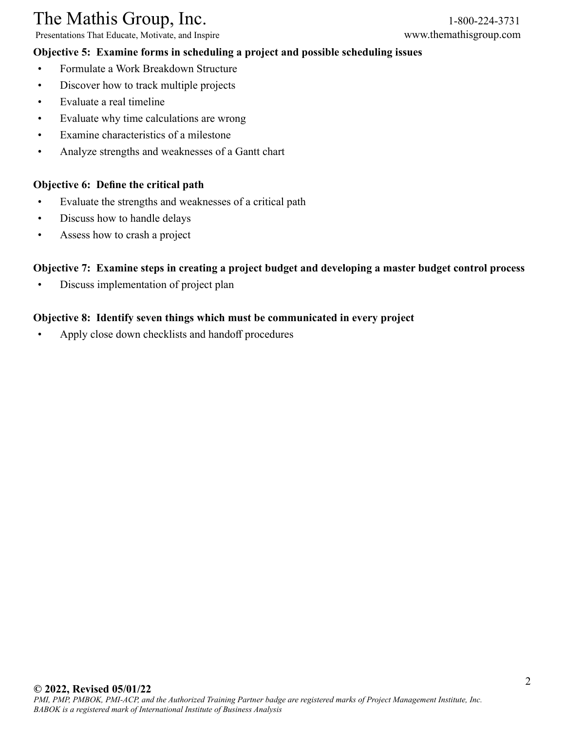**Objective 5: Examine forms in scheduling a project and possible scheduling issues**

- Formulate a Work Breakdown Structure
- Discover how to track multiple projects
- Evaluate a real timeline
- Evaluate why time calculations are wrong
- Examine characteristics of a milestone
- Analyze strengths and weaknesses of a Gantt chart

**Objective 6: Define the critical path**

- Evaluate the strengths and weaknesses of a critical path
- Discuss how to handle delays
- Assess how to crash a project

**Objective 7: Examine steps in creating a project budget and developing a master budget control process**

- Discuss implementation of project plan

**Objective 8: Identify seven things which must be communicated in every project**

- Apply close down checklists and handoff procedures